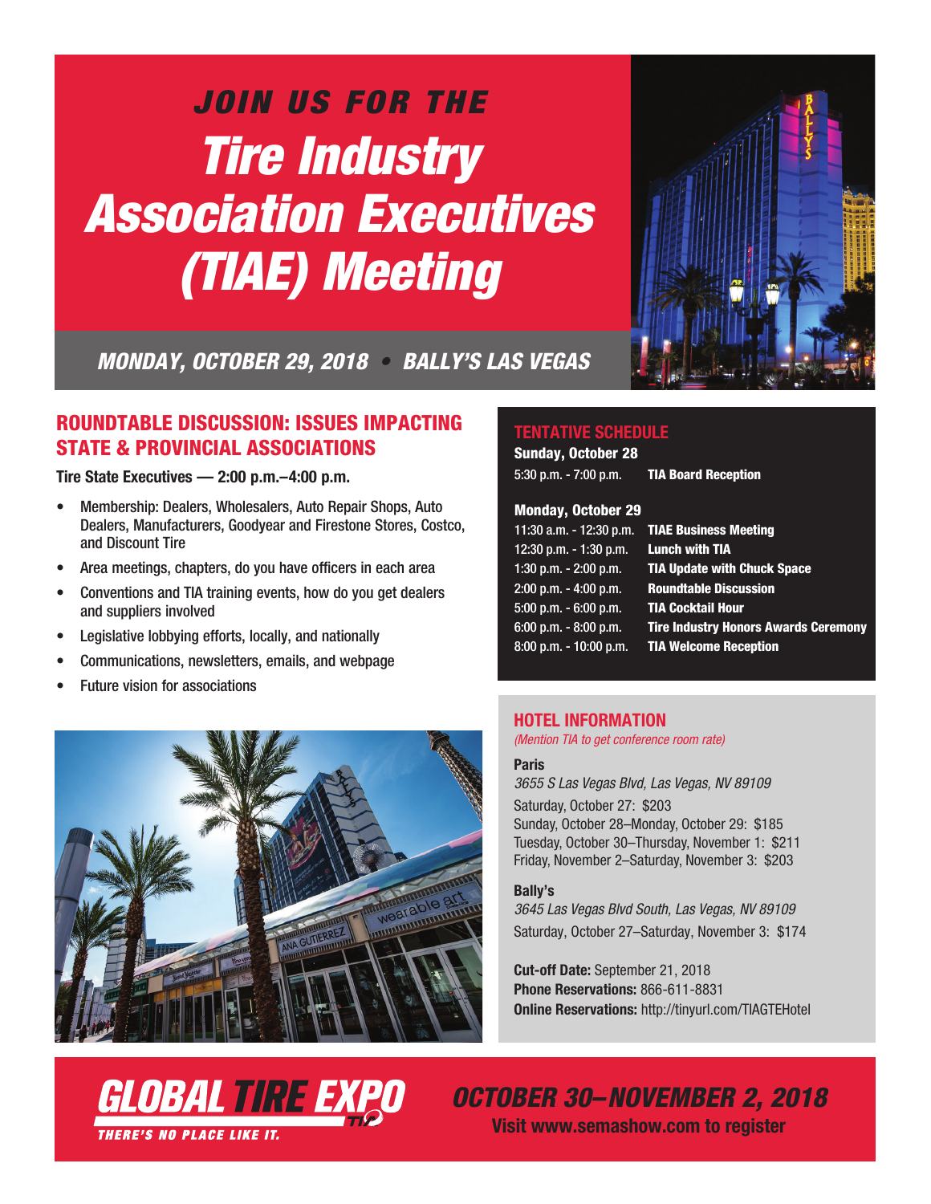*JOIN US FOR THE*

# *Tire Industry Association Executives (TIAE) Meeting*

***MONDAY, OCTOBER 29, 2018 • BALLY'S LAS VEGAS***

## ROUNDTABLE DISCUSSION: ISSUES IMPACTING STATE & PROVINCIAL ASSOCIATIONS

**Tire State Executives — 2:00 p.m.–4:00 p.m.**

- Membership: Dealers, Wholesalers, Auto Repair Shops, Auto Dealers, Manufacturers, Goodyear and Firestone Stores, Costco, and Discount Tire
- Area meetings, chapters, do you have officers in each area
- Conventions and TIA training events, how do you get dealers and suppliers involved
- Legislative lobbying efforts, locally, and nationally
- Communications, newsletters, emails, and webpage
- Future vision for associations

## TENTATIVE SCHEDULE

**Sunday, October 28**

| | |
|---|---|
| 5:30 p.m. - 7:00 p.m. | **TIA Board Reception** |

**Monday, October 29**

| | |
|---|---|
| 11:30 a.m. - 12:30 p.m. | **TIAE Business Meeting** |
| 12:30 p.m. - 1:30 p.m. | **Lunch with TIA** |
| 1:30 p.m. - 2:00 p.m. | **TIA Update with Chuck Space** |
| 2:00 p.m. - 4:00 p.m. | **Roundtable Discussion** |
| 5:00 p.m. - 6:00 p.m. | **TIA Cocktail Hour** |
| 6:00 p.m. - 8:00 p.m. | **Tire Industry Honors Awards Ceremony** |
| 8:00 p.m. - 10:00 p.m. | **TIA Welcome Reception** |

## HOTEL INFORMATION

*(Mention TIA to get conference room rate)*

**Paris**
*3655 S Las Vegas Blvd, Las Vegas, NV 89109*
Saturday, October 27: $203
Sunday, October 28–Monday, October 29: $185
Tuesday, October 30–Thursday, November 1: $211
Friday, November 2–Saturday, November 3: $203

**Bally's**
*3645 Las Vegas Blvd South, Las Vegas, NV 89109*
Saturday, October 27–Saturday, November 3: $174

**Cut-off Date:** September 21, 2018
**Phone Reservations:** 866-611-8831
**Online Reservations:** http://tinyurl.com/TIAGTEHotel

**GLOBAL TIRE EXPO** TIA
*THERE'S NO PLACE LIKE IT.*

***OCTOBER 30–NOVEMBER 2, 2018***
**Visit www.semashow.com to register**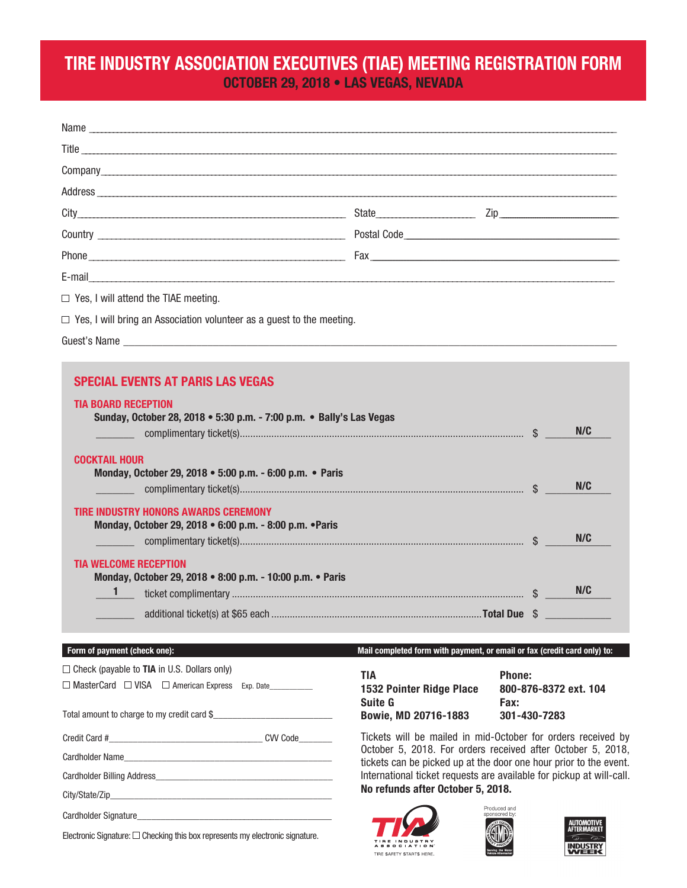# TIRE INDUSTRY ASSOCIATION EXECUTIVES (TIAE) MEETING REGISTRATION FORM

**OCTOBER 29, 2018 • LAS VEGAS, NEVADA**

Name ______________________________________________

Title ______________________________________________

Company ______________________________________________

Address ______________________________________________

City ______________________ State __________ Zip __________

Country ______________________ Postal Code ______________________

Phone ______________________ Fax ______________________

E-mail ______________________________________________

☐ Yes, I will attend the TIAE meeting.

☐ Yes, I will bring an Association volunteer as a guest to the meeting.

Guest's Name ______________________________________________

## SPECIAL EVENTS AT PARIS LAS VEGAS

### TIA BOARD RECEPTION

**Sunday, October 28, 2018 • 5:30 p.m. - 7:00 p.m. • Bally's Las Vegas**

_______ complimentary ticket(s)........................................ $ **N/C**

### COCKTAIL HOUR

**Monday, October 29, 2018 • 5:00 p.m. - 6:00 p.m. • Paris**

_______ complimentary ticket(s)........................................ $ **N/C**

### TIRE INDUSTRY HONORS AWARDS CEREMONY

**Monday, October 29, 2018 • 6:00 p.m. - 8:00 p.m. •Paris**

_______ complimentary ticket(s)........................................ $ **N/C**

### TIA WELCOME RECEPTION

**Monday, October 29, 2018 • 8:00 p.m. - 10:00 p.m. • Paris**

**1** ticket complimentary........................................ $ **N/C**

_______ additional ticket(s) at $65 each ........................................ **Total Due** $ _______

**Form of payment (check one):**

☐ Check (payable to **TIA** in U.S. Dollars only)

☐ MasterCard ☐ VISA ☐ American Express Exp. Date__________

Total amount to charge to my credit card $______________________

Credit Card #______________________ CVV Code_______

Cardholder Name______________________

Cardholder Billing Address______________________

City/State/Zip______________________

Cardholder Signature______________________

Electronic Signature: ☐ Checking this box represents my electronic signature.

**Mail completed form with payment, or email or fax (credit card only) to:**

**TIA**
**1532 Pointer Ridge Place**
**Suite G**
**Bowie, MD 20716-1883**

**Phone:**
**800-876-8372 ext. 104**
**Fax:**
**301-430-7283**

Tickets will be mailed in mid-October for orders received by October 5, 2018. For orders received after October 5, 2018, tickets can be picked up at the door one hour prior to the event. International ticket requests are available for pickup at will-call. **No refunds after October 5, 2018.**

TIA TIRE INDUSTRY ASSOCIATION TIRE SAFETY STARTS HERE.

Produced and sponsored by:

AUTOMOTIVE AFTERMARKET INDUSTRY WEEK